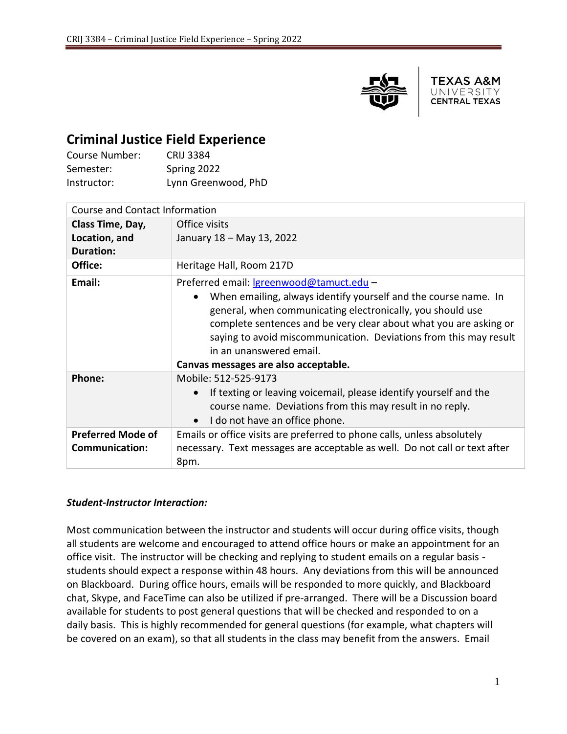# Criminal Justice Field Experience

Course Number: CRIJ 3384
Semester: Spring 2022
Instructor: Lynn Greenwood, PhD

| Course and Contact Information | |
|---|---|
| **Class Time, Day, Location, and Duration:** | Office visits<br>January 18 – May 13, 2022 |
| **Office:** | Heritage Hall, Room 217D |
| **Email:** | Preferred email: lgreenwood@tamuct.edu –<br>• When emailing, always identify yourself and the course name. In general, when communicating electronically, you should use complete sentences and be very clear about what you are asking or saying to avoid miscommunication. Deviations from this may result in an unanswered email.<br>**Canvas messages are also acceptable.** |
| **Phone:** | Mobile: 512-525-9173<br>• If texting or leaving voicemail, please identify yourself and the course name. Deviations from this may result in no reply.<br>• I do not have an office phone. |
| **Preferred Mode of Communication:** | Emails or office visits are preferred to phone calls, unless absolutely necessary. Text messages are acceptable as well. Do not call or text after 8pm. |

***Student-Instructor Interaction:***

Most communication between the instructor and students will occur during office visits, though all students are welcome and encouraged to attend office hours or make an appointment for an office visit. The instructor will be checking and replying to student emails on a regular basis - students should expect a response within 48 hours. Any deviations from this will be announced on Blackboard. During office hours, emails will be responded to more quickly, and Blackboard chat, Skype, and FaceTime can also be utilized if pre-arranged. There will be a Discussion board available for students to post general questions that will be checked and responded to on a daily basis. This is highly recommended for general questions (for example, what chapters will be covered on an exam), so that all students in the class may benefit from the answers. Email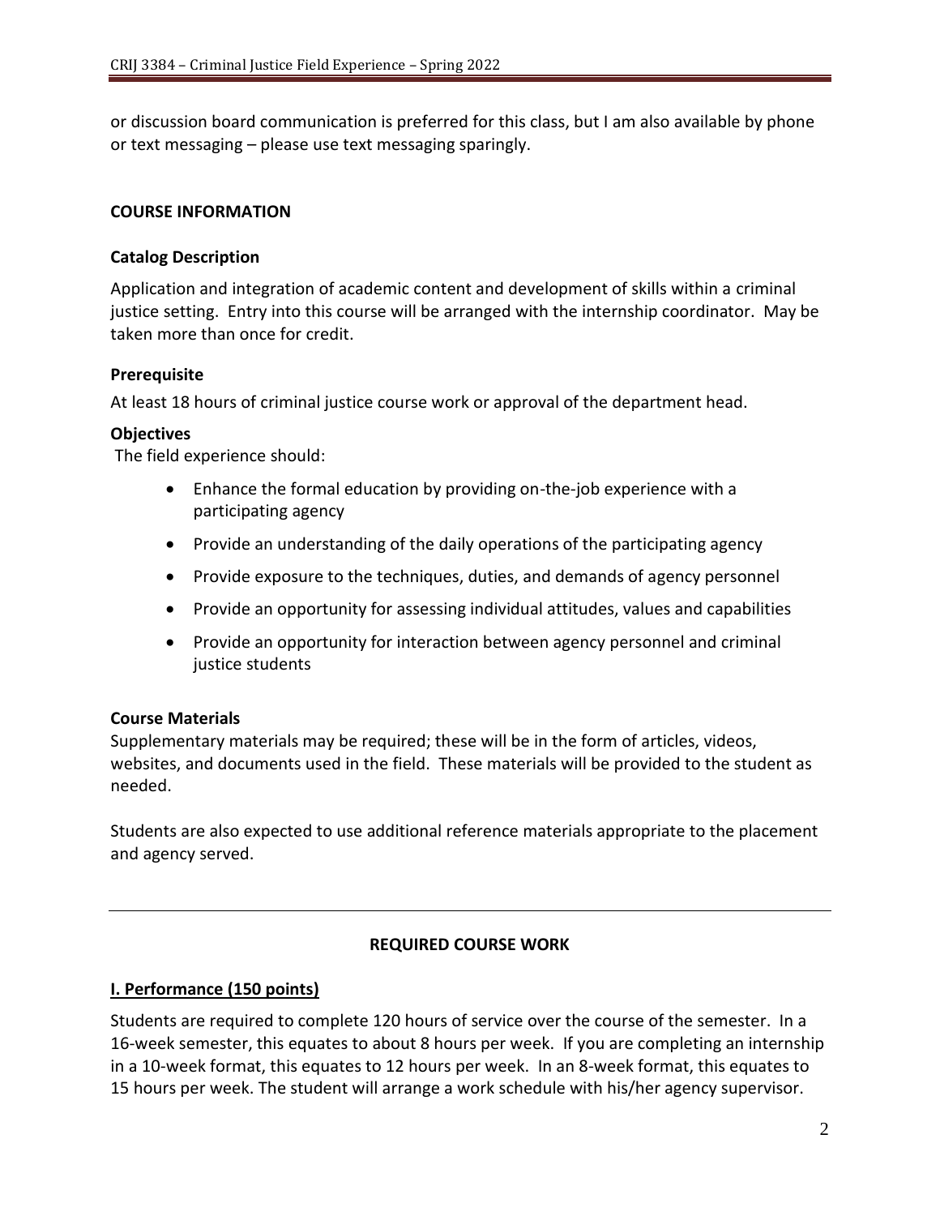or discussion board communication is preferred for this class, but I am also available by phone or text messaging – please use text messaging sparingly.

## COURSE INFORMATION

### Catalog Description

Application and integration of academic content and development of skills within a criminal justice setting. Entry into this course will be arranged with the internship coordinator. May be taken more than once for credit.

### Prerequisite

At least 18 hours of criminal justice course work or approval of the department head.

### Objectives

The field experience should:

- Enhance the formal education by providing on-the-job experience with a participating agency
- Provide an understanding of the daily operations of the participating agency
- Provide exposure to the techniques, duties, and demands of agency personnel
- Provide an opportunity for assessing individual attitudes, values and capabilities
- Provide an opportunity for interaction between agency personnel and criminal justice students

### Course Materials

Supplementary materials may be required; these will be in the form of articles, videos, websites, and documents used in the field. These materials will be provided to the student as needed.

Students are also expected to use additional reference materials appropriate to the placement and agency served.

---

## REQUIRED COURSE WORK

### I. Performance (150 points)

Students are required to complete 120 hours of service over the course of the semester. In a 16-week semester, this equates to about 8 hours per week. If you are completing an internship in a 10-week format, this equates to 12 hours per week. In an 8-week format, this equates to 15 hours per week. The student will arrange a work schedule with his/her agency supervisor.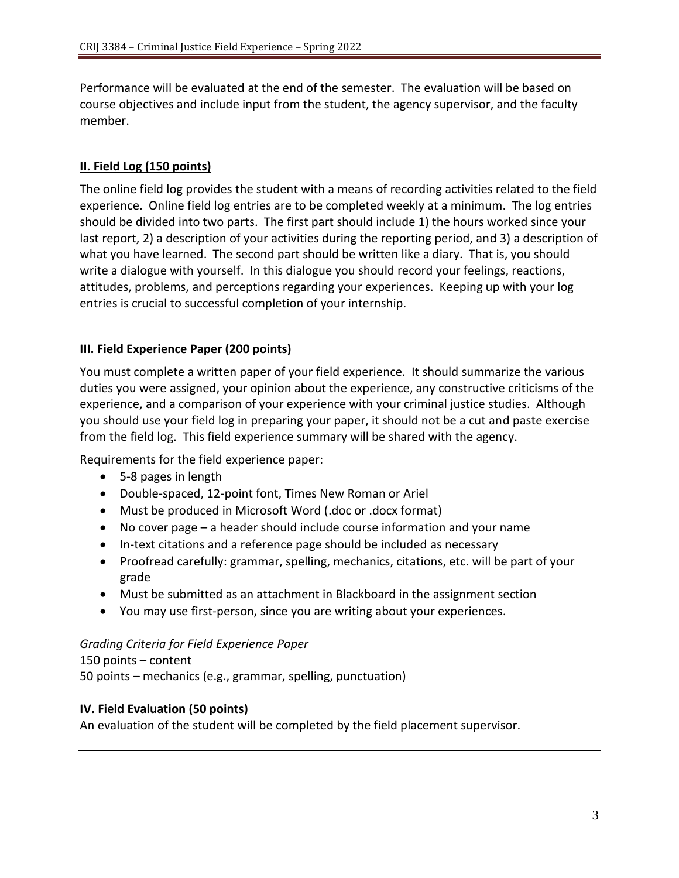Performance will be evaluated at the end of the semester. The evaluation will be based on course objectives and include input from the student, the agency supervisor, and the faculty member.

## II. Field Log (150 points)

The online field log provides the student with a means of recording activities related to the field experience. Online field log entries are to be completed weekly at a minimum. The log entries should be divided into two parts. The first part should include 1) the hours worked since your last report, 2) a description of your activities during the reporting period, and 3) a description of what you have learned. The second part should be written like a diary. That is, you should write a dialogue with yourself. In this dialogue you should record your feelings, reactions, attitudes, problems, and perceptions regarding your experiences. Keeping up with your log entries is crucial to successful completion of your internship.

## III. Field Experience Paper (200 points)

You must complete a written paper of your field experience. It should summarize the various duties you were assigned, your opinion about the experience, any constructive criticisms of the experience, and a comparison of your experience with your criminal justice studies. Although you should use your field log in preparing your paper, it should not be a cut and paste exercise from the field log. This field experience summary will be shared with the agency.

Requirements for the field experience paper:

- 5-8 pages in length
- Double-spaced, 12-point font, Times New Roman or Ariel
- Must be produced in Microsoft Word (.doc or .docx format)
- No cover page – a header should include course information and your name
- In-text citations and a reference page should be included as necessary
- Proofread carefully: grammar, spelling, mechanics, citations, etc. will be part of your grade
- Must be submitted as an attachment in Blackboard in the assignment section
- You may use first-person, since you are writing about your experiences.

*Grading Criteria for Field Experience Paper*

150 points – content
50 points – mechanics (e.g., grammar, spelling, punctuation)

## IV. Field Evaluation (50 points)

An evaluation of the student will be completed by the field placement supervisor.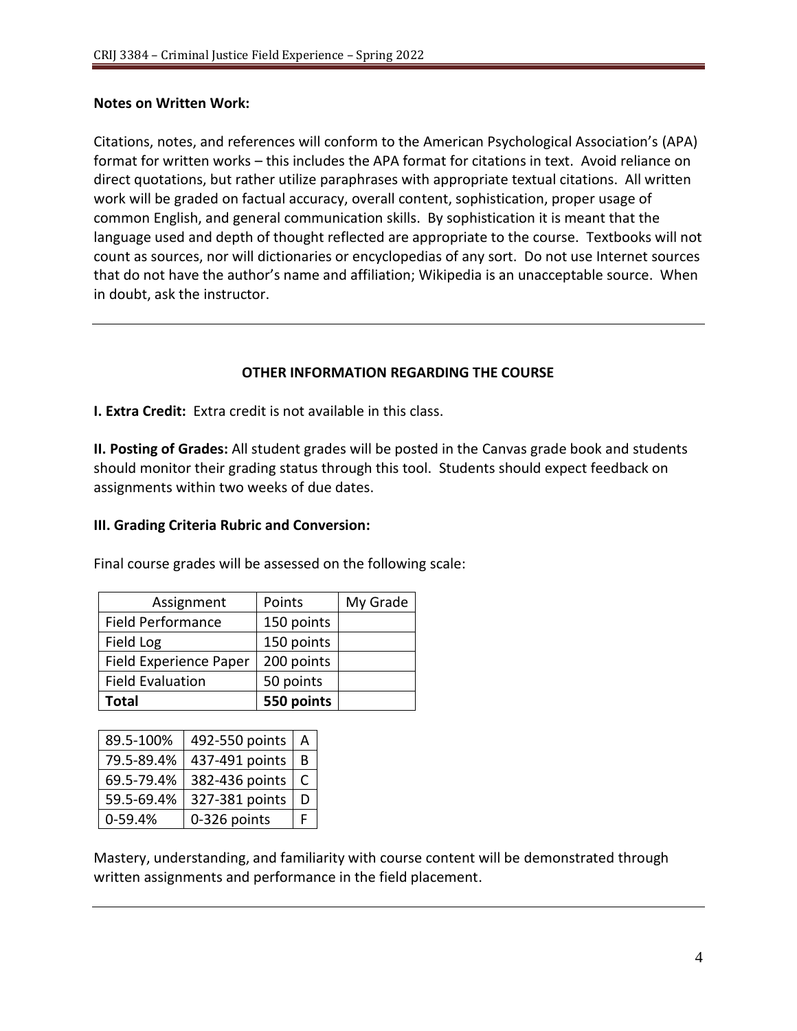**Notes on Written Work:**

Citations, notes, and references will conform to the American Psychological Association's (APA) format for written works – this includes the APA format for citations in text. Avoid reliance on direct quotations, but rather utilize paraphrases with appropriate textual citations. All written work will be graded on factual accuracy, overall content, sophistication, proper usage of common English, and general communication skills. By sophistication it is meant that the language used and depth of thought reflected are appropriate to the course. Textbooks will not count as sources, nor will dictionaries or encyclopedias of any sort. Do not use Internet sources that do not have the author's name and affiliation; Wikipedia is an unacceptable source. When in doubt, ask the instructor.

---

## OTHER INFORMATION REGARDING THE COURSE

**I. Extra Credit:** Extra credit is not available in this class.

**II. Posting of Grades:** All student grades will be posted in the Canvas grade book and students should monitor their grading status through this tool. Students should expect feedback on assignments within two weeks of due dates.

**III. Grading Criteria Rubric and Conversion:**

Final course grades will be assessed on the following scale:

| Assignment | Points | My Grade |
|---|---|---|
| Field Performance | 150 points | |
| Field Log | 150 points | |
| Field Experience Paper | 200 points | |
| Field Evaluation | 50 points | |
| **Total** | **550 points** | |

| | | |
|---|---|---|
| 89.5-100% | 492-550 points | A |
| 79.5-89.4% | 437-491 points | B |
| 69.5-79.4% | 382-436 points | C |
| 59.5-69.4% | 327-381 points | D |
| 0-59.4% | 0-326 points | F |

Mastery, understanding, and familiarity with course content will be demonstrated through written assignments and performance in the field placement.

---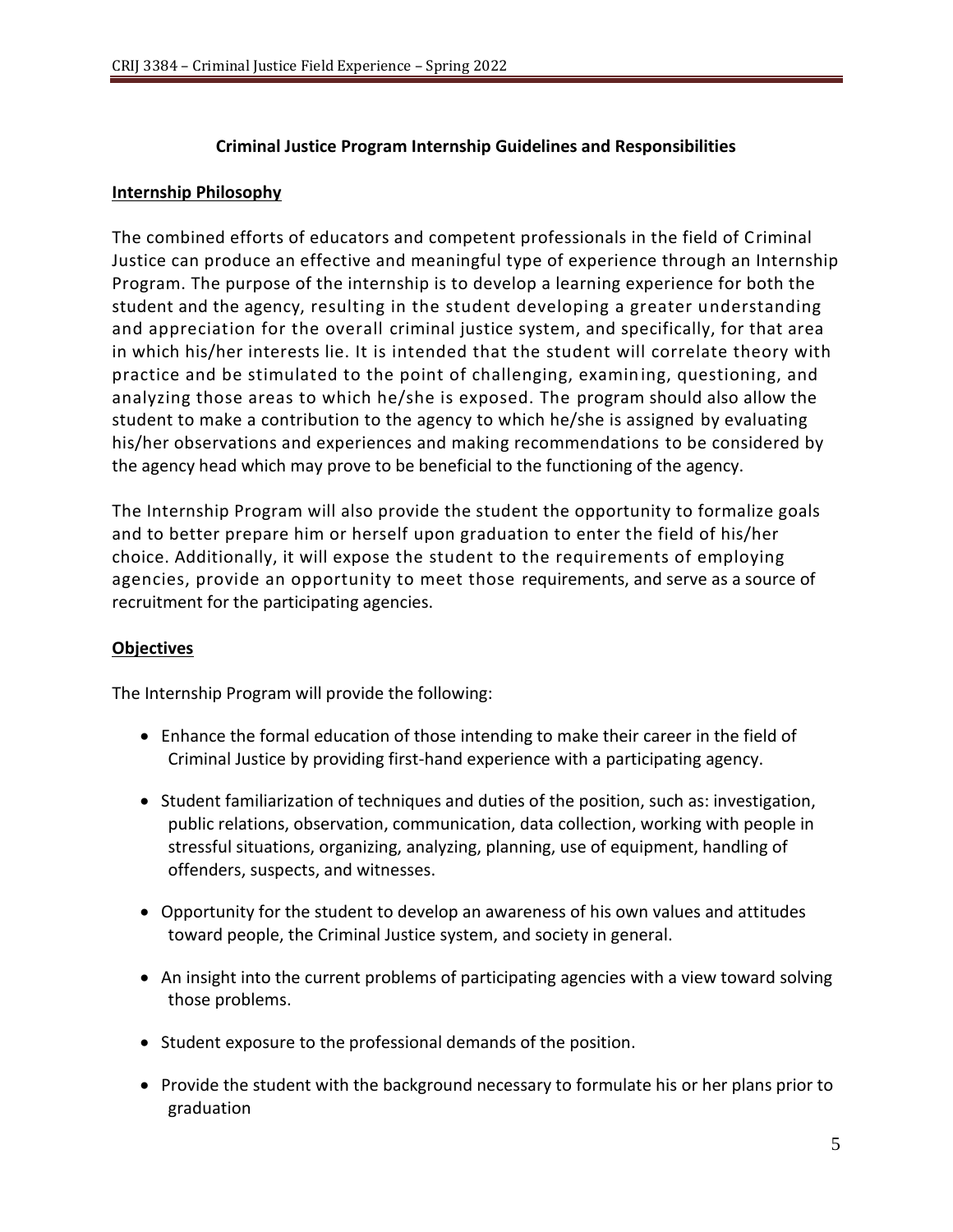## Criminal Justice Program Internship Guidelines and Responsibilities

### Internship Philosophy

The combined efforts of educators and competent professionals in the field of Criminal Justice can produce an effective and meaningful type of experience through an Internship Program. The purpose of the internship is to develop a learning experience for both the student and the agency, resulting in the student developing a greater understanding and appreciation for the overall criminal justice system, and specifically, for that area in which his/her interests lie. It is intended that the student will correlate theory with practice and be stimulated to the point of challenging, examining, questioning, and analyzing those areas to which he/she is exposed. The program should also allow the student to make a contribution to the agency to which he/she is assigned by evaluating his/her observations and experiences and making recommendations to be considered by the agency head which may prove to be beneficial to the functioning of the agency.

The Internship Program will also provide the student the opportunity to formalize goals and to better prepare him or herself upon graduation to enter the field of his/her choice. Additionally, it will expose the student to the requirements of employing agencies, provide an opportunity to meet those requirements, and serve as a source of recruitment for the participating agencies.

### Objectives

The Internship Program will provide the following:

- Enhance the formal education of those intending to make their career in the field of Criminal Justice by providing first-hand experience with a participating agency.
- Student familiarization of techniques and duties of the position, such as: investigation, public relations, observation, communication, data collection, working with people in stressful situations, organizing, analyzing, planning, use of equipment, handling of offenders, suspects, and witnesses.
- Opportunity for the student to develop an awareness of his own values and attitudes toward people, the Criminal Justice system, and society in general.
- An insight into the current problems of participating agencies with a view toward solving those problems.
- Student exposure to the professional demands of the position.
- Provide the student with the background necessary to formulate his or her plans prior to graduation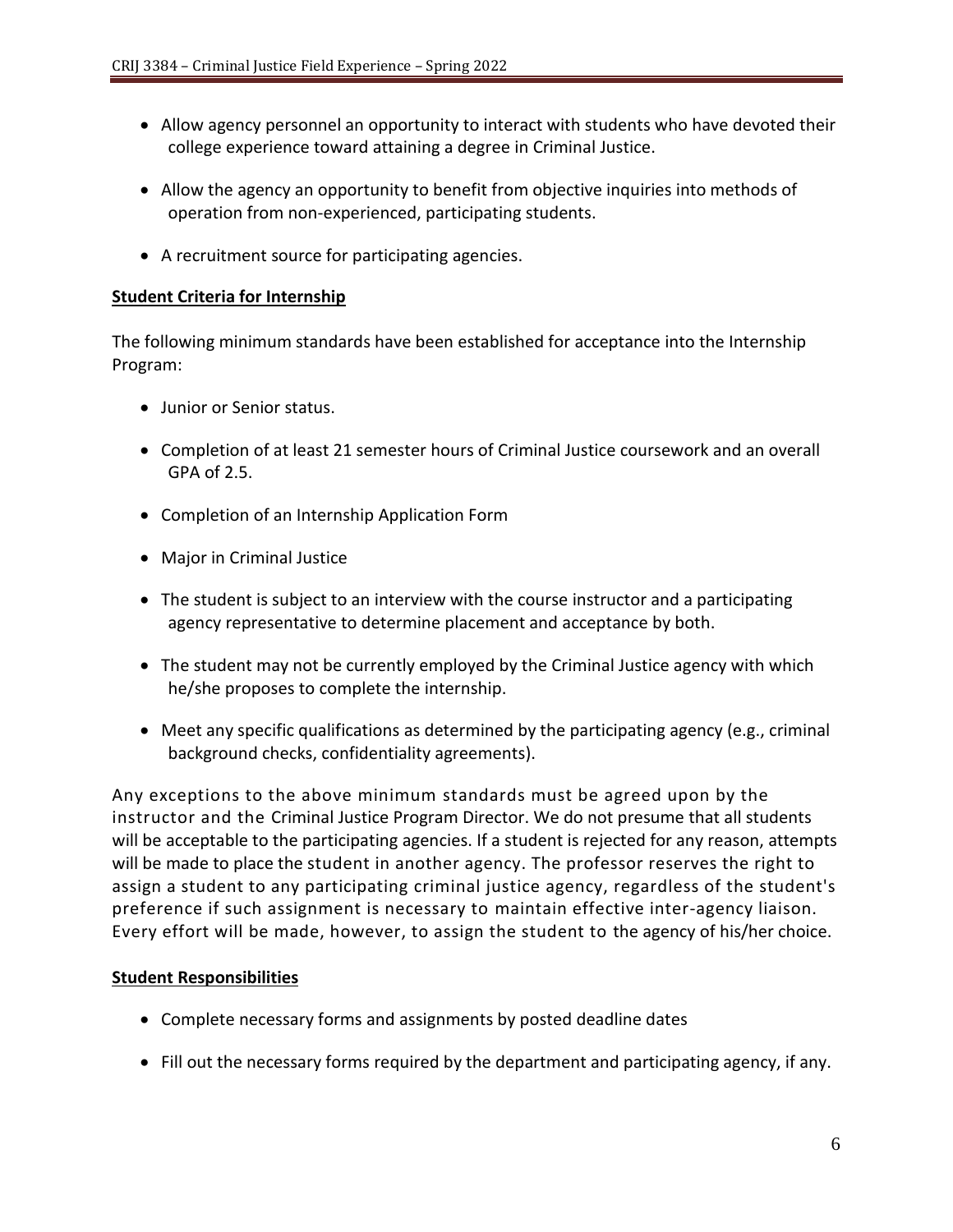- Allow agency personnel an opportunity to interact with students who have devoted their college experience toward attaining a degree in Criminal Justice.

- Allow the agency an opportunity to benefit from objective inquiries into methods of operation from non-experienced, participating students.

- A recruitment source for participating agencies.

**Student Criteria for Internship**

The following minimum standards have been established for acceptance into the Internship Program:

- Junior or Senior status.

- Completion of at least 21 semester hours of Criminal Justice coursework and an overall GPA of 2.5.

- Completion of an Internship Application Form

- Major in Criminal Justice

- The student is subject to an interview with the course instructor and a participating agency representative to determine placement and acceptance by both.

- The student may not be currently employed by the Criminal Justice agency with which he/she proposes to complete the internship.

- Meet any specific qualifications as determined by the participating agency (e.g., criminal background checks, confidentiality agreements).

Any exceptions to the above minimum standards must be agreed upon by the instructor and the Criminal Justice Program Director. We do not presume that all students will be acceptable to the participating agencies. If a student is rejected for any reason, attempts will be made to place the student in another agency. The professor reserves the right to assign a student to any participating criminal justice agency, regardless of the student's preference if such assignment is necessary to maintain effective inter-agency liaison. Every effort will be made, however, to assign the student to the agency of his/her choice.

**Student Responsibilities**

- Complete necessary forms and assignments by posted deadline dates

- Fill out the necessary forms required by the department and participating agency, if any.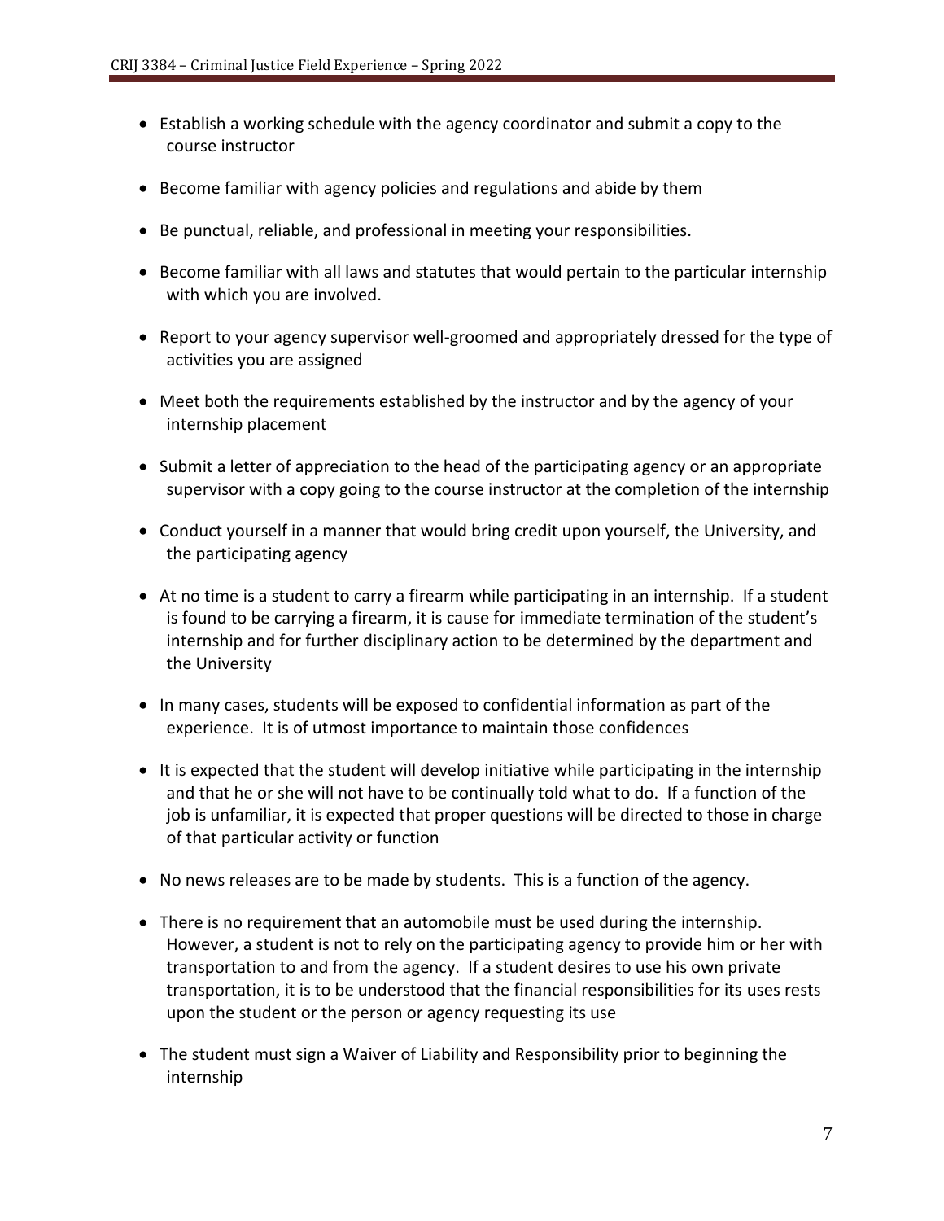- Establish a working schedule with the agency coordinator and submit a copy to the course instructor
- Become familiar with agency policies and regulations and abide by them
- Be punctual, reliable, and professional in meeting your responsibilities.
- Become familiar with all laws and statutes that would pertain to the particular internship with which you are involved.
- Report to your agency supervisor well-groomed and appropriately dressed for the type of activities you are assigned
- Meet both the requirements established by the instructor and by the agency of your internship placement
- Submit a letter of appreciation to the head of the participating agency or an appropriate supervisor with a copy going to the course instructor at the completion of the internship
- Conduct yourself in a manner that would bring credit upon yourself, the University, and the participating agency
- At no time is a student to carry a firearm while participating in an internship. If a student is found to be carrying a firearm, it is cause for immediate termination of the student's internship and for further disciplinary action to be determined by the department and the University
- In many cases, students will be exposed to confidential information as part of the experience. It is of utmost importance to maintain those confidences
- It is expected that the student will develop initiative while participating in the internship and that he or she will not have to be continually told what to do. If a function of the job is unfamiliar, it is expected that proper questions will be directed to those in charge of that particular activity or function
- No news releases are to be made by students. This is a function of the agency.
- There is no requirement that an automobile must be used during the internship. However, a student is not to rely on the participating agency to provide him or her with transportation to and from the agency. If a student desires to use his own private transportation, it is to be understood that the financial responsibilities for its uses rests upon the student or the person or agency requesting its use
- The student must sign a Waiver of Liability and Responsibility prior to beginning the internship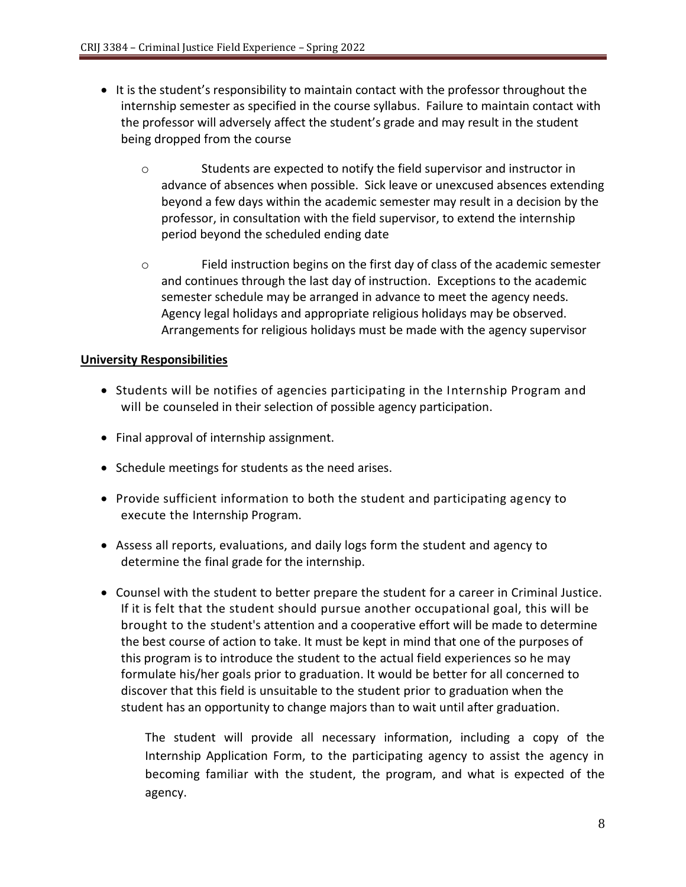- It is the student's responsibility to maintain contact with the professor throughout the internship semester as specified in the course syllabus. Failure to maintain contact with the professor will adversely affect the student's grade and may result in the student being dropped from the course
    - Students are expected to notify the field supervisor and instructor in advance of absences when possible. Sick leave or unexcused absences extending beyond a few days within the academic semester may result in a decision by the professor, in consultation with the field supervisor, to extend the internship period beyond the scheduled ending date
    - Field instruction begins on the first day of class of the academic semester and continues through the last day of instruction. Exceptions to the academic semester schedule may be arranged in advance to meet the agency needs. Agency legal holidays and appropriate religious holidays may be observed. Arrangements for religious holidays must be made with the agency supervisor

**<u>University Responsibilities</u>**

- Students will be notifies of agencies participating in the Internship Program and will be counseled in their selection of possible agency participation.
- Final approval of internship assignment.
- Schedule meetings for students as the need arises.
- Provide sufficient information to both the student and participating agency to execute the Internship Program.
- Assess all reports, evaluations, and daily logs form the student and agency to determine the final grade for the internship.
- Counsel with the student to better prepare the student for a career in Criminal Justice. If it is felt that the student should pursue another occupational goal, this will be brought to the student's attention and a cooperative effort will be made to determine the best course of action to take. It must be kept in mind that one of the purposes of this program is to introduce the student to the actual field experiences so he may formulate his/her goals prior to graduation. It would be better for all concerned to discover that this field is unsuitable to the student prior to graduation when the student has an opportunity to change majors than to wait until after graduation.

  The student will provide all necessary information, including a copy of the Internship Application Form, to the participating agency to assist the agency in becoming familiar with the student, the program, and what is expected of the agency.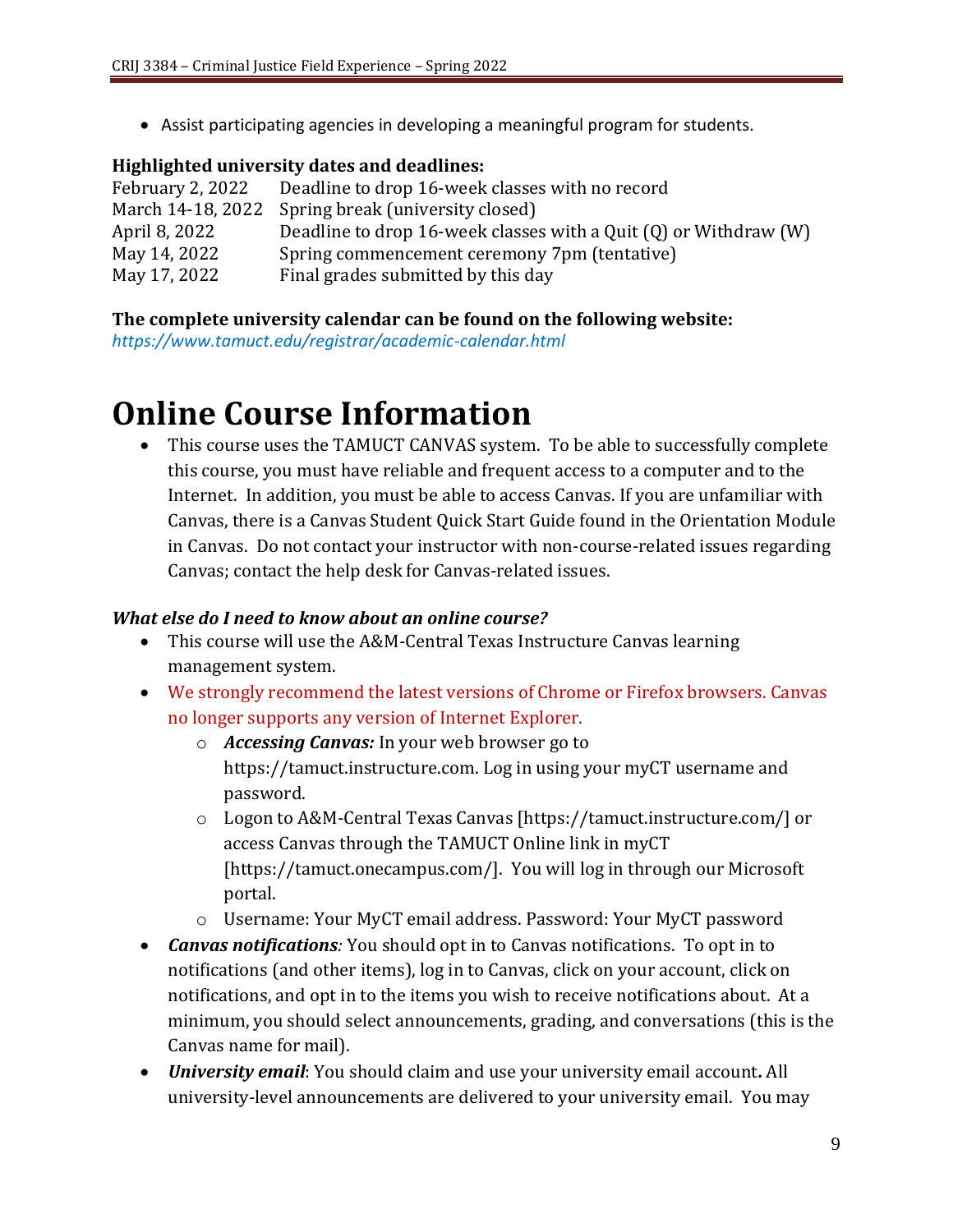- Assist participating agencies in developing a meaningful program for students.

**Highlighted university dates and deadlines:**

| | |
|---|---|
| February 2, 2022 | Deadline to drop 16-week classes with no record |
| March 14-18, 2022 | Spring break (university closed) |
| April 8, 2022 | Deadline to drop 16-week classes with a Quit (Q) or Withdraw (W) |
| May 14, 2022 | Spring commencement ceremony 7pm (tentative) |
| May 17, 2022 | Final grades submitted by this day |

**The complete university calendar can be found on the following website:**
*https://www.tamuct.edu/registrar/academic-calendar.html*

# Online Course Information

- This course uses the TAMUCT CANVAS system. To be able to successfully complete this course, you must have reliable and frequent access to a computer and to the Internet. In addition, you must be able to access Canvas. If you are unfamiliar with Canvas, there is a Canvas Student Quick Start Guide found in the Orientation Module in Canvas. Do not contact your instructor with non-course-related issues regarding Canvas; contact the help desk for Canvas-related issues.

***What else do I need to know about an online course?***

- This course will use the A&M-Central Texas Instructure Canvas learning management system.
- We strongly recommend the latest versions of Chrome or Firefox browsers. Canvas no longer supports any version of Internet Explorer.
  - ***Accessing Canvas:*** In your web browser go to https://tamuct.instructure.com. Log in using your myCT username and password.
  - Logon to A&M-Central Texas Canvas [https://tamuct.instructure.com/] or access Canvas through the TAMUCT Online link in myCT [https://tamuct.onecampus.com/]. You will log in through our Microsoft portal.
  - Username: Your MyCT email address. Password: Your MyCT password
- ***Canvas notifications****:* You should opt in to Canvas notifications. To opt in to notifications (and other items), log in to Canvas, click on your account, click on notifications, and opt in to the items you wish to receive notifications about. At a minimum, you should select announcements, grading, and conversations (this is the Canvas name for mail).
- ***University email***: You should claim and use your university email account**.** All university-level announcements are delivered to your university email. You may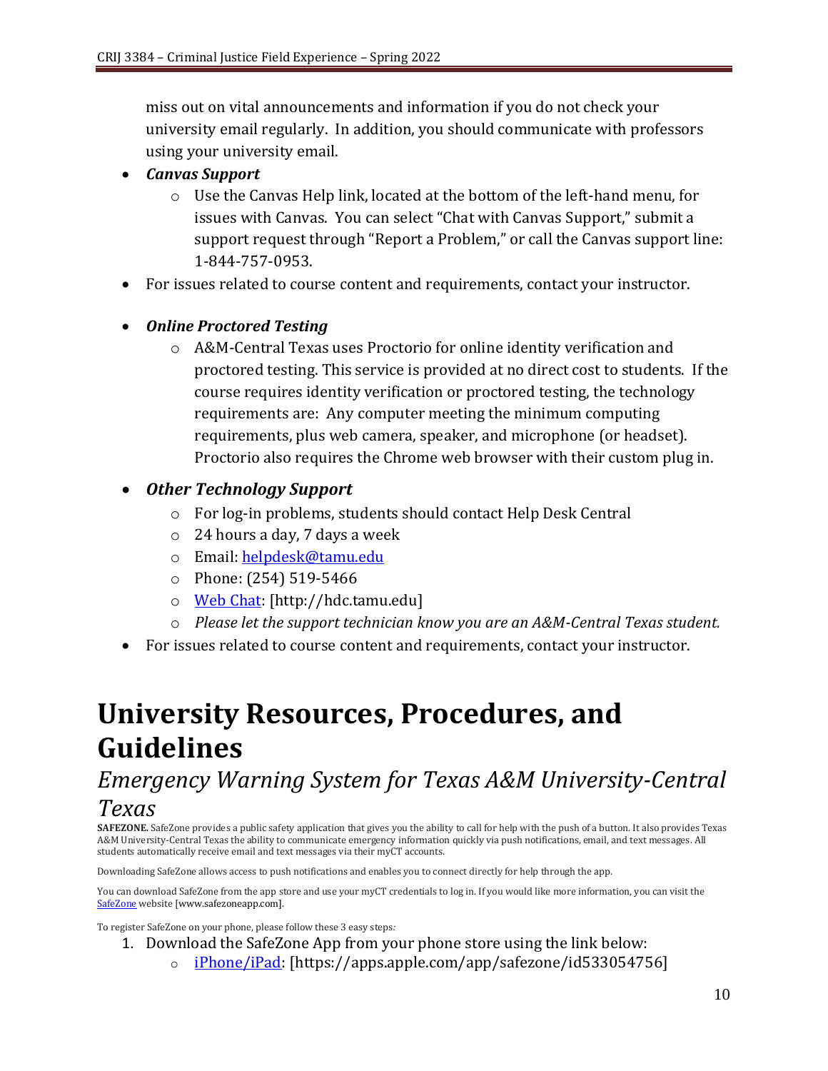miss out on vital announcements and information if you do not check your university email regularly. In addition, you should communicate with professors using your university email.

- ***Canvas Support***
  - Use the Canvas Help link, located at the bottom of the left-hand menu, for issues with Canvas. You can select "Chat with Canvas Support," submit a support request through "Report a Problem," or call the Canvas support line: 1-844-757-0953.
- For issues related to course content and requirements, contact your instructor.

- ***Online Proctored Testing***
  - A&M-Central Texas uses Proctorio for online identity verification and proctored testing. This service is provided at no direct cost to students. If the course requires identity verification or proctored testing, the technology requirements are: Any computer meeting the minimum computing requirements, plus web camera, speaker, and microphone (or headset). Proctorio also requires the Chrome web browser with their custom plug in.

- ***Other Technology Support***
  - For log-in problems, students should contact Help Desk Central
  - 24 hours a day, 7 days a week
  - Email: helpdesk@tamu.edu
  - Phone: (254) 519-5466
  - Web Chat: [http://hdc.tamu.edu]
  - *Please let the support technician know you are an A&M-Central Texas student.*
- For issues related to course content and requirements, contact your instructor.

# University Resources, Procedures, and Guidelines

## *Emergency Warning System for Texas A&M University-Central Texas*

**SAFEZONE.** SafeZone provides a public safety application that gives you the ability to call for help with the push of a button. It also provides Texas A&M University-Central Texas the ability to communicate emergency information quickly via push notifications, email, and text messages. All students automatically receive email and text messages via their myCT accounts.

Downloading SafeZone allows access to push notifications and enables you to connect directly for help through the app.

You can download SafeZone from the app store and use your myCT credentials to log in. If you would like more information, you can visit the SafeZone website [www.safezoneapp.com].

To register SafeZone on your phone, please follow these 3 easy steps*:*

1. Download the SafeZone App from your phone store using the link below:
   - iPhone/iPad: [https://apps.apple.com/app/safezone/id533054756]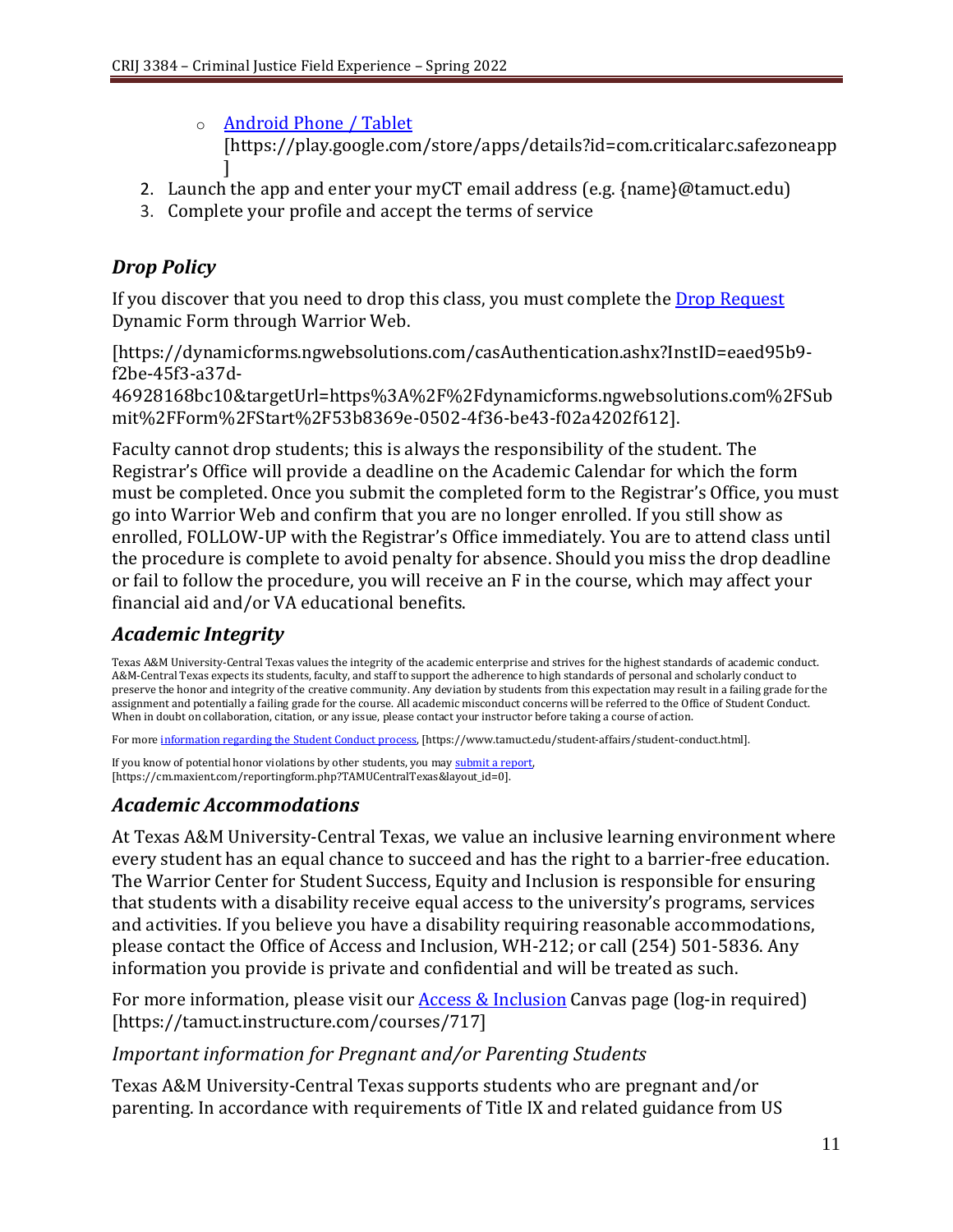- [Android Phone / Tablet](https://play.google.com/store/apps/details?id=com.criticalarc.safezoneapp) [https://play.google.com/store/apps/details?id=com.criticalarc.safezoneapp]
2. Launch the app and enter your myCT email address (e.g. {name}@tamuct.edu)
3. Complete your profile and accept the terms of service

## *Drop Policy*

If you discover that you need to drop this class, you must complete the [Drop Request](https://dynamicforms.ngwebsolutions.com/casAuthentication.ashx?InstID=eaed95b9-f2be-45f3-a37d-46928168bc10&targetUrl=https%3A%2F%2Fdynamicforms.ngwebsolutions.com%2FSubmit%2FForm%2FStart%2F53b8369e-0502-4f36-be43-f02a4202f612) Dynamic Form through Warrior Web.

[https://dynamicforms.ngwebsolutions.com/casAuthentication.ashx?InstID=eaed95b9-f2be-45f3-a37d-46928168bc10&targetUrl=https%3A%2F%2Fdynamicforms.ngwebsolutions.com%2FSubmit%2FForm%2FStart%2F53b8369e-0502-4f36-be43-f02a4202f612].

Faculty cannot drop students; this is always the responsibility of the student. The Registrar's Office will provide a deadline on the Academic Calendar for which the form must be completed. Once you submit the completed form to the Registrar's Office, you must go into Warrior Web and confirm that you are no longer enrolled. If you still show as enrolled, FOLLOW-UP with the Registrar's Office immediately. You are to attend class until the procedure is complete to avoid penalty for absence. Should you miss the drop deadline or fail to follow the procedure, you will receive an F in the course, which may affect your financial aid and/or VA educational benefits.

## *Academic Integrity*

Texas A&M University-Central Texas values the integrity of the academic enterprise and strives for the highest standards of academic conduct. A&M-Central Texas expects its students, faculty, and staff to support the adherence to high standards of personal and scholarly conduct to preserve the honor and integrity of the creative community. Any deviation by students from this expectation may result in a failing grade for the assignment and potentially a failing grade for the course. All academic misconduct concerns will be referred to the Office of Student Conduct. When in doubt on collaboration, citation, or any issue, please contact your instructor before taking a course of action.

For more [information regarding the Student Conduct process](https://www.tamuct.edu/student-affairs/student-conduct.html), [https://www.tamuct.edu/student-affairs/student-conduct.html].

If you know of potential honor violations by other students, you may [submit a report](https://cm.maxient.com/reportingform.php?TAMUCentralTexas&layout_id=0), [https://cm.maxient.com/reportingform.php?TAMUCentralTexas&layout_id=0].

## *Academic Accommodations*

At Texas A&M University-Central Texas, we value an inclusive learning environment where every student has an equal chance to succeed and has the right to a barrier-free education. The Warrior Center for Student Success, Equity and Inclusion is responsible for ensuring that students with a disability receive equal access to the university's programs, services and activities. If you believe you have a disability requiring reasonable accommodations, please contact the Office of Access and Inclusion, WH-212; or call (254) 501-5836. Any information you provide is private and confidential and will be treated as such.

For more information, please visit our [Access & Inclusion](https://tamuct.instructure.com/courses/717) Canvas page (log-in required) [https://tamuct.instructure.com/courses/717]

### *Important information for Pregnant and/or Parenting Students*

Texas A&M University-Central Texas supports students who are pregnant and/or parenting. In accordance with requirements of Title IX and related guidance from US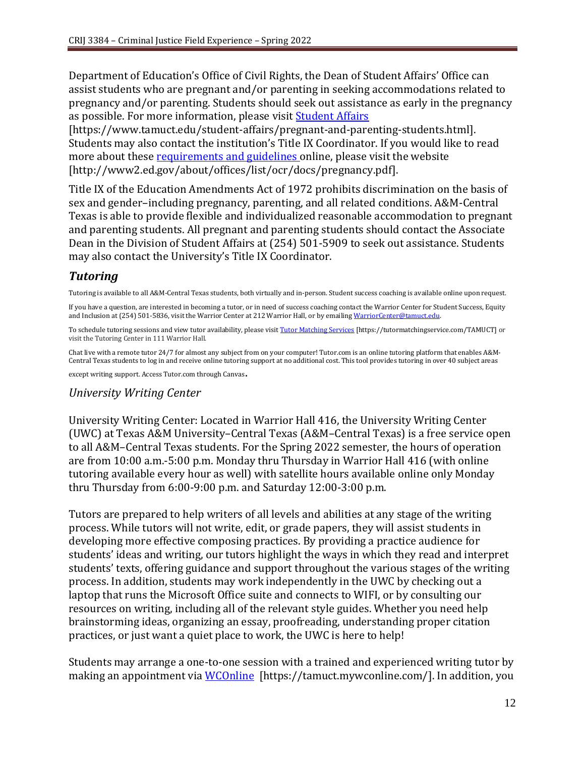Department of Education's Office of Civil Rights, the Dean of Student Affairs' Office can assist students who are pregnant and/or parenting in seeking accommodations related to pregnancy and/or parenting. Students should seek out assistance as early in the pregnancy as possible. For more information, please visit [Student Affairs](https://www.tamuct.edu/student-affairs/pregnant-and-parenting-students.html) [https://www.tamuct.edu/student-affairs/pregnant-and-parenting-students.html]. Students may also contact the institution's Title IX Coordinator. If you would like to read more about these [requirements and guidelines](http://www2.ed.gov/about/offices/list/ocr/docs/pregnancy.pdf) online, please visit the website [http://www2.ed.gov/about/offices/list/ocr/docs/pregnancy.pdf].

Title IX of the Education Amendments Act of 1972 prohibits discrimination on the basis of sex and gender–including pregnancy, parenting, and all related conditions. A&M-Central Texas is able to provide flexible and individualized reasonable accommodation to pregnant and parenting students. All pregnant and parenting students should contact the Associate Dean in the Division of Student Affairs at (254) 501-5909 to seek out assistance. Students may also contact the University's Title IX Coordinator.

## *Tutoring*

Tutoring is available to all A&M-Central Texas students, both virtually and in-person. Student success coaching is available online upon request.

If you have a question, are interested in becoming a tutor, or in need of success coaching contact the Warrior Center for Student Success, Equity and Inclusion at (254) 501-5836, visit the Warrior Center at 212 Warrior Hall, or by emailing [WarriorCenter@tamuct.edu](mailto:WarriorCenter@tamuct.edu).

To schedule tutoring sessions and view tutor availability, please visit [Tutor Matching Services](https://tutormatchingservice.com/TAMUCT) [https://tutormatchingservice.com/TAMUCT] or visit the Tutoring Center in 111 Warrior Hall.

Chat live with a remote tutor 24/7 for almost any subject from on your computer! Tutor.com is an online tutoring platform that enables A&M-Central Texas students to log in and receive online tutoring support at no additional cost. This tool provides tutoring in over 40 subject areas except writing support. Access Tutor.com through Canvas.

### *University Writing Center*

University Writing Center: Located in Warrior Hall 416, the University Writing Center (UWC) at Texas A&M University–Central Texas (A&M–Central Texas) is a free service open to all A&M–Central Texas students. For the Spring 2022 semester, the hours of operation are from 10:00 a.m.-5:00 p.m. Monday thru Thursday in Warrior Hall 416 (with online tutoring available every hour as well) with satellite hours available online only Monday thru Thursday from 6:00-9:00 p.m. and Saturday 12:00-3:00 p.m.

Tutors are prepared to help writers of all levels and abilities at any stage of the writing process. While tutors will not write, edit, or grade papers, they will assist students in developing more effective composing practices. By providing a practice audience for students' ideas and writing, our tutors highlight the ways in which they read and interpret students' texts, offering guidance and support throughout the various stages of the writing process. In addition, students may work independently in the UWC by checking out a laptop that runs the Microsoft Office suite and connects to WIFI, or by consulting our resources on writing, including all of the relevant style guides. Whether you need help brainstorming ideas, organizing an essay, proofreading, understanding proper citation practices, or just want a quiet place to work, the UWC is here to help!

Students may arrange a one-to-one session with a trained and experienced writing tutor by making an appointment via [WCOnline](https://tamuct.mywconline.com/) [https://tamuct.mywconline.com/]. In addition, you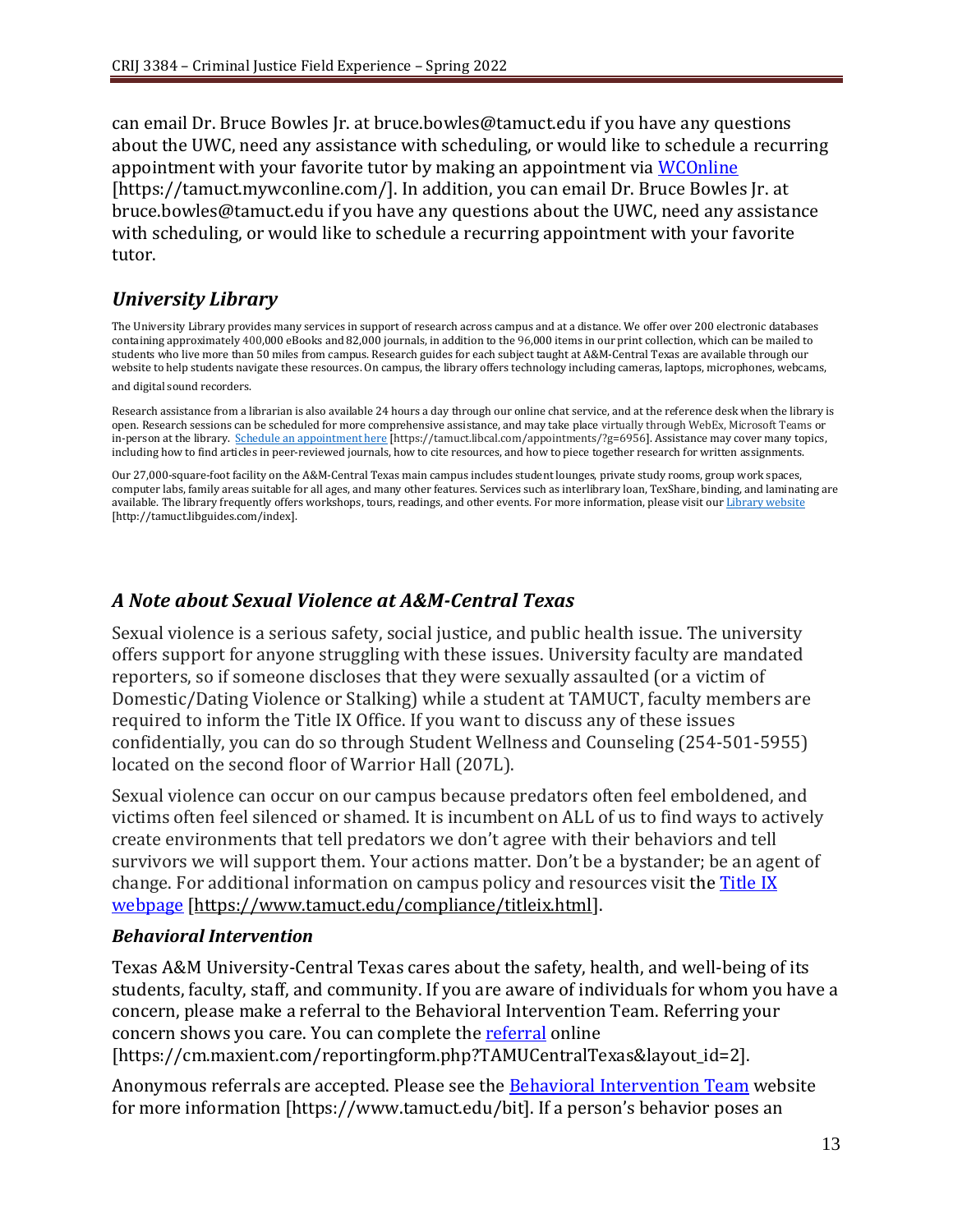can email Dr. Bruce Bowles Jr. at bruce.bowles@tamuct.edu if you have any questions about the UWC, need any assistance with scheduling, or would like to schedule a recurring appointment with your favorite tutor by making an appointment via [WCOnline](https://tamuct.mywconline.com/) [https://tamuct.mywconline.com/]. In addition, you can email Dr. Bruce Bowles Jr. at bruce.bowles@tamuct.edu if you have any questions about the UWC, need any assistance with scheduling, or would like to schedule a recurring appointment with your favorite tutor.

## *University Library*

The University Library provides many services in support of research across campus and at a distance. We offer over 200 electronic databases containing approximately 400,000 eBooks and 82,000 journals, in addition to the 96,000 items in our print collection, which can be mailed to students who live more than 50 miles from campus. Research guides for each subject taught at A&M-Central Texas are available through our website to help students navigate these resources. On campus, the library offers technology including cameras, laptops, microphones, webcams, and digital sound recorders.

Research assistance from a librarian is also available 24 hours a day through our online chat service, and at the reference desk when the library is open. Research sessions can be scheduled for more comprehensive assistance, and may take place virtually through WebEx, Microsoft Teams or in-person at the library. [Schedule an appointment here](https://tamuct.libcal.com/appointments/?g=6956) [https://tamuct.libcal.com/appointments/?g=6956]. Assistance may cover many topics, including how to find articles in peer-reviewed journals, how to cite resources, and how to piece together research for written assignments.

Our 27,000-square-foot facility on the A&M-Central Texas main campus includes student lounges, private study rooms, group work spaces, computer labs, family areas suitable for all ages, and many other features. Services such as interlibrary loan, TexShare, binding, and laminating are available. The library frequently offers workshops, tours, readings, and other events. For more information, please visit our [Library website](http://tamuct.libguides.com/index) [http://tamuct.libguides.com/index].

## *A Note about Sexual Violence at A&M-Central Texas*

Sexual violence is a serious safety, social justice, and public health issue. The university offers support for anyone struggling with these issues. University faculty are mandated reporters, so if someone discloses that they were sexually assaulted (or a victim of Domestic/Dating Violence or Stalking) while a student at TAMUCT, faculty members are required to inform the Title IX Office. If you want to discuss any of these issues confidentially, you can do so through Student Wellness and Counseling (254-501-5955) located on the second floor of Warrior Hall (207L).

Sexual violence can occur on our campus because predators often feel emboldened, and victims often feel silenced or shamed. It is incumbent on ALL of us to find ways to actively create environments that tell predators we don't agree with their behaviors and tell survivors we will support them. Your actions matter. Don't be a bystander; be an agent of change. For additional information on campus policy and resources visit the [Title IX webpage](https://www.tamuct.edu/compliance/titleix.html) [https://www.tamuct.edu/compliance/titleix.html].

### *Behavioral Intervention*

Texas A&M University-Central Texas cares about the safety, health, and well-being of its students, faculty, staff, and community. If you are aware of individuals for whom you have a concern, please make a referral to the Behavioral Intervention Team. Referring your concern shows you care. You can complete the [referral](https://cm.maxient.com/reportingform.php?TAMUCentralTexas&layout_id=2) online [https://cm.maxient.com/reportingform.php?TAMUCentralTexas&layout_id=2].

Anonymous referrals are accepted. Please see the [Behavioral Intervention Team](https://www.tamuct.edu/bit) website for more information [https://www.tamuct.edu/bit]. If a person's behavior poses an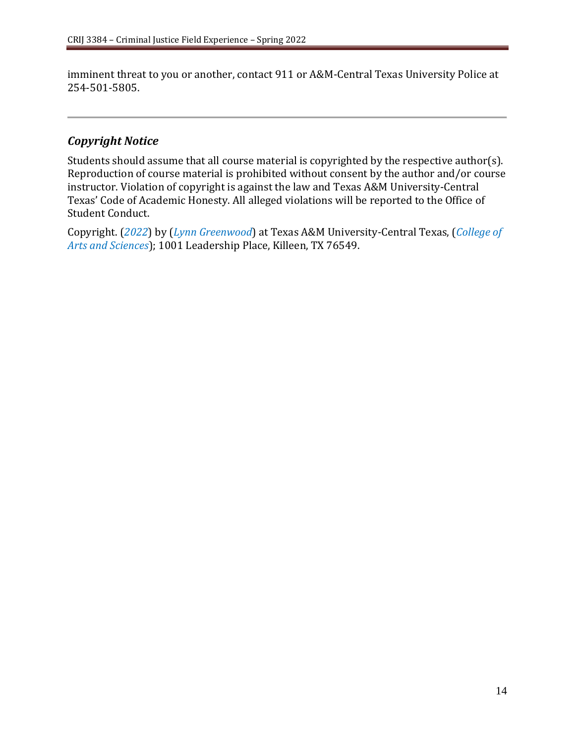imminent threat to you or another, contact 911 or A&M-Central Texas University Police at 254-501-5805.

---

### *Copyright Notice*

Students should assume that all course material is copyrighted by the respective author(s). Reproduction of course material is prohibited without consent by the author and/or course instructor. Violation of copyright is against the law and Texas A&M University-Central Texas' Code of Academic Honesty. All alleged violations will be reported to the Office of Student Conduct.

Copyright. (*2022*) by (*Lynn Greenwood*) at Texas A&M University-Central Texas, (*College of Arts and Sciences*); 1001 Leadership Place, Killeen, TX 76549.